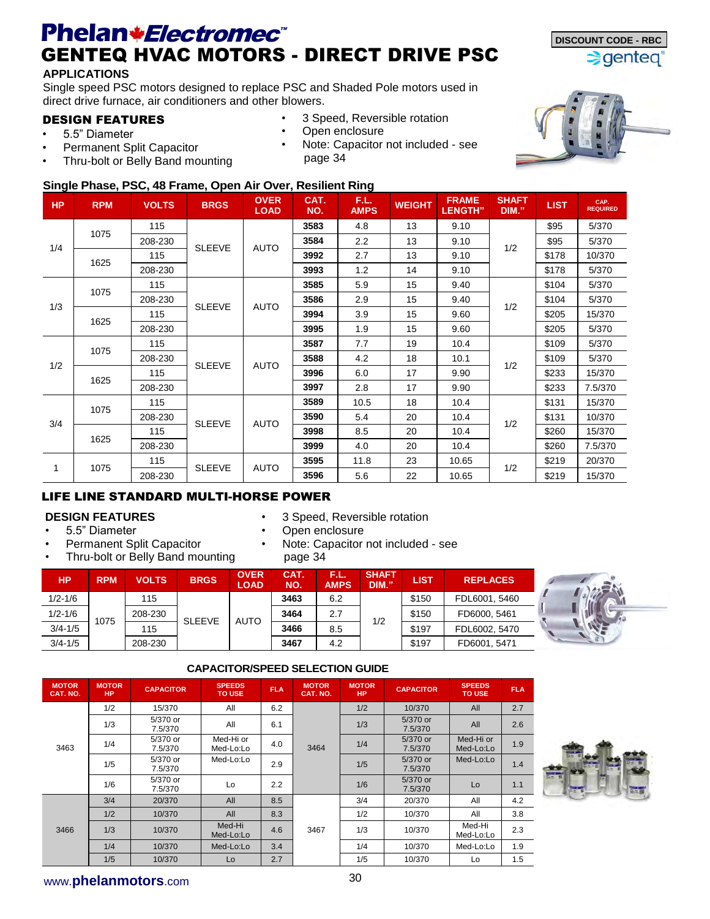# Phelan Electromec™

## GENTEQ HVAC MOTORS - DIRECT DRIVE PSC

DISCOUNT CODE - RBC

genteq

### APPLICATIONS

Single speed PSC motors designed to replace PSC and Shaded Pole motors used in direct drive furnace, air conditioners and other blowers.

### DESIGN FEATURES

- 5.5" Diameter
- Permanent Split Capacitor
- Thru-bolt or Belly Band mounting
- 3 Speed, Reversible rotation
- Open enclosure
- Note: Capacitor not included - see page 34

### Single Phase, PSC, 48 Frame, Open Air Over, Resilient Ring

| HP | RPM | VOLTS | BRGS | OVER LOAD | CAT. NO. | F.L. AMPS | WEIGHT | FRAME LENGTH" | SHAFT DIM." | LIST | CAP. REQUIRED |
|---|---|---|---|---|---|---|---|---|---|---|---|
| 1/4 | 1075 | 115 | SLEEVE | AUTO | **3583** | 4.8 | 13 | 9.10 | 1/2 | $95 | 5/370 |
| | | 208-230 | | | **3584** | 2.2 | 13 | 9.10 | | $95 | 5/370 |
| | 1625 | 115 | | | **3992** | 2.7 | 13 | 9.10 | | $178 | 10/370 |
| | | 208-230 | | | **3993** | 1.2 | 14 | 9.10 | | $178 | 5/370 |
| 1/3 | 1075 | 115 | SLEEVE | AUTO | **3585** | 5.9 | 15 | 9.40 | 1/2 | $104 | 5/370 |
| | | 208-230 | | | **3586** | 2.9 | 15 | 9.40 | | $104 | 5/370 |
| | 1625 | 115 | | | **3994** | 3.9 | 15 | 9.60 | | $205 | 15/370 |
| | | 208-230 | | | **3995** | 1.9 | 15 | 9.60 | | $205 | 5/370 |
| 1/2 | 1075 | 115 | SLEEVE | AUTO | **3587** | 7.7 | 19 | 10.4 | 1/2 | $109 | 5/370 |
| | | 208-230 | | | **3588** | 4.2 | 18 | 10.1 | | $109 | 5/370 |
| | 1625 | 115 | | | **3996** | 6.0 | 17 | 9.90 | | $233 | 15/370 |
| | | 208-230 | | | **3997** | 2.8 | 17 | 9.90 | | $233 | 7.5/370 |
| 3/4 | 1075 | 115 | SLEEVE | AUTO | **3589** | 10.5 | 18 | 10.4 | 1/2 | $131 | 15/370 |
| | | 208-230 | | | **3590** | 5.4 | 20 | 10.4 | | $131 | 10/370 |
| | 1625 | 115 | | | **3998** | 8.5 | 20 | 10.4 | | $260 | 15/370 |
| | | 208-230 | | | **3999** | 4.0 | 20 | 10.4 | | $260 | 7.5/370 |
| 1 | 1075 | 115 | SLEEVE | AUTO | **3595** | 11.8 | 23 | 10.65 | 1/2 | $219 | 20/370 |
| | | 208-230 | | | **3596** | 5.6 | 22 | 10.65 | | $219 | 15/370 |

## LIFE LINE STANDARD MULTI-HORSE POWER

### DESIGN FEATURES

- 5.5" Diameter
- Permanent Split Capacitor
- Thru-bolt or Belly Band mounting
- 3 Speed, Reversible rotation
- Open enclosure
- Note: Capacitor not included - see page 34

| HP | RPM | VOLTS | BRGS | OVER LOAD | CAT. NO. | F.L. AMPS | SHAFT DIM." | LIST | REPLACES |
|---|---|---|---|---|---|---|---|---|---|
| 1/2-1/6 | 1075 | 115 | SLEEVE | AUTO | **3463** | 6.2 | 1/2 | $150 | FDL6001, 5460 |
| 1/2-1/6 | | 208-230 | | | **3464** | 2.7 | | $150 | FD6000, 5461 |
| 3/4-1/5 | | 115 | | | **3466** | 8.5 | | $197 | FDL6002, 5470 |
| 3/4-1/5 | | 208-230 | | | **3467** | 4.2 | | $197 | FD6001, 5471 |

### CAPACITOR/SPEED SELECTION GUIDE

| MOTOR CAT. NO. | MOTOR HP | CAPACITOR | SPEEDS TO USE | FLA | MOTOR CAT. NO. | MOTOR HP | CAPACITOR | SPEEDS TO USE | FLA |
|---|---|---|---|---|---|---|---|---|---|
| 3463 | 1/2 | 15/370 | All | 6.2 | 3464 | 1/2 | 10/370 | All | 2.7 |
| | 1/3 | 5/370 or 7.5/370 | All | 6.1 | | 1/3 | 5/370 or 7.5/370 | All | 2.6 |
| | 1/4 | 5/370 or 7.5/370 | Med-Hi or Med-Lo:Lo | 4.0 | | 1/4 | 5/370 or 7.5/370 | Med-Hi or Med-Lo:Lo | 1.9 |
| | 1/5 | 5/370 or 7.5/370 | Med-Lo:Lo | 2.9 | | 1/5 | 5/370 or 7.5/370 | Med-Lo:Lo | 1.4 |
| | 1/6 | 5/370 or 7.5/370 | Lo | 2.2 | | 1/6 | 5/370 or 7.5/370 | Lo | 1.1 |
| 3466 | 3/4 | 20/370 | All | 8.5 | 3467 | 3/4 | 20/370 | All | 4.2 |
| | 1/2 | 10/370 | All | 8.3 | | 1/2 | 10/370 | All | 3.8 |
| | 1/3 | 10/370 | Med-Hi Med-Lo:Lo | 4.6 | | 1/3 | 10/370 | Med-Hi Med-Lo:Lo | 2.3 |
| | 1/4 | 10/370 | Med-Lo:Lo | 3.4 | | 1/4 | 10/370 | Med-Lo:Lo | 1.9 |
| | 1/5 | 10/370 | Lo | 2.7 | | 1/5 | 10/370 | Lo | 1.5 |

www.**phelanmotors**.com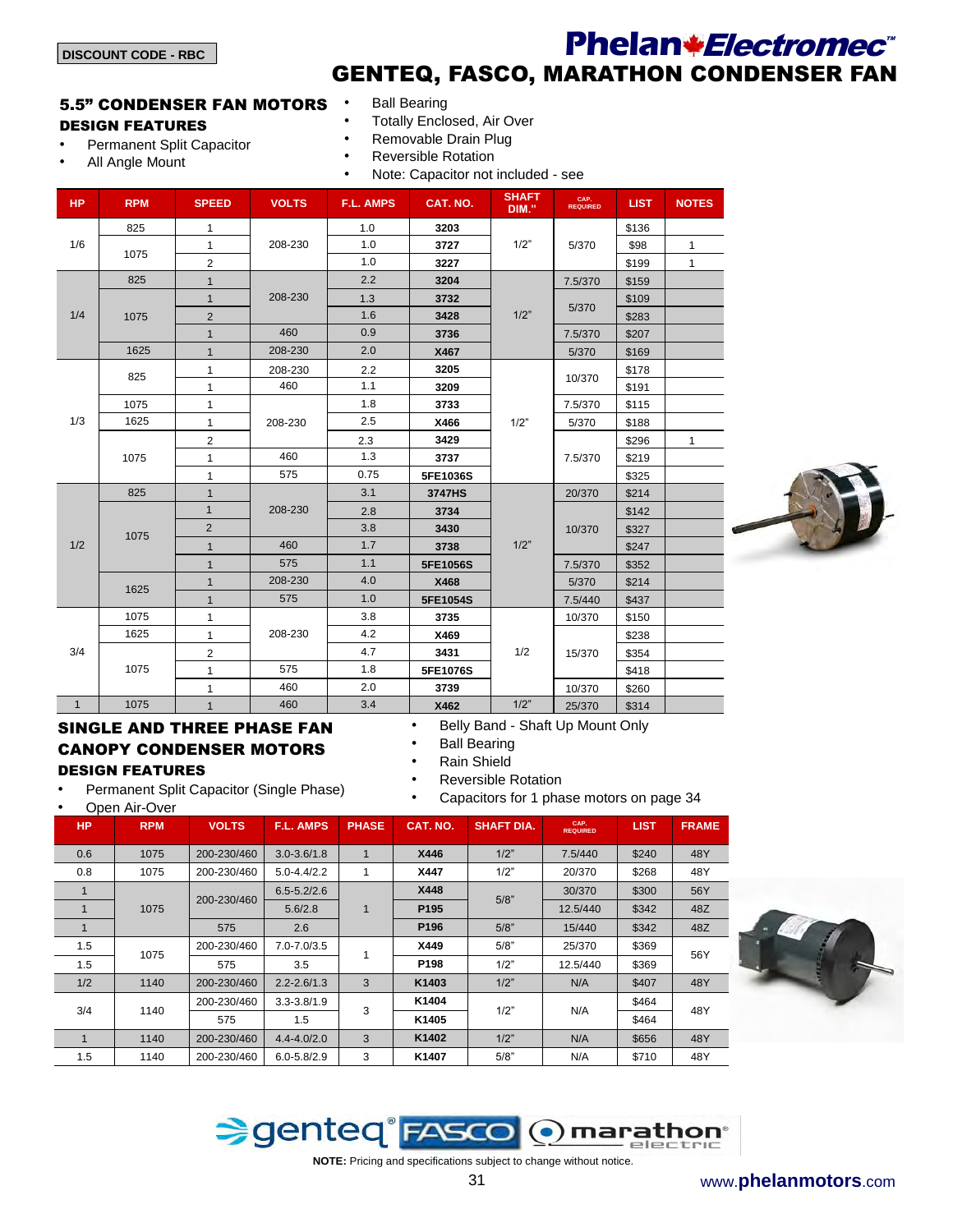DISCOUNT CODE - RBC

# GENTEQ, FASCO, MARATHON CONDENSER FAN

## 5.5" CONDENSER FAN MOTORS

### DESIGN FEATURES

- Permanent Split Capacitor
- All Angle Mount
- Ball Bearing
- Totally Enclosed, Air Over
- Removable Drain Plug
- Reversible Rotation
- Note: Capacitor not included - see

| HP | RPM | SPEED | VOLTS | F.L. AMPS | CAT. NO. | SHAFT DIM." | CAP. REQUIRED | LIST | NOTES |
|---|---|---|---|---|---|---|---|---|---|
| 1/6 | 825 | 1 | 208-230 | 1.0 | **3203** | 1/2" | 5/370 | $136 | |
| | 1075 | 1 | | 1.0 | **3727** | | | $98 | 1 |
| | | 2 | | 1.0 | **3227** | | | $199 | 1 |
| 1/4 | 825 | 1 | 208-230 | 2.2 | **3204** | 1/2" | 7.5/370 | $159 | |
| | 1075 | 1 | | 1.3 | **3732** | | 5/370 | $109 | |
| | | 2 | | 1.6 | **3428** | | | $283 | |
| | | 1 | 460 | 0.9 | **3736** | | 7.5/370 | $207 | |
| | 1625 | 1 | 208-230 | 2.0 | **X467** | | 5/370 | $169 | |
| 1/3 | 825 | 1 | 208-230 | 2.2 | **3205** | 1/2" | 10/370 | $178 | |
| | | 1 | 460 | 1.1 | **3209** | | | $191 | |
| | 1075 | 1 | 208-230 | 1.8 | **3733** | | 7.5/370 | $115 | |
| | 1625 | 1 | | 2.5 | **X466** | | 5/370 | $188 | |
| | 1075 | 2 | | 2.3 | **3429** | | 7.5/370 | $296 | 1 |
| | | 1 | 460 | 1.3 | **3737** | | | $219 | |
| | | 1 | 575 | 0.75 | **5FE1036S** | | | $325 | |
| 1/2 | 825 | 1 | 208-230 | 3.1 | **3747HS** | 1/2" | 20/370 | $214 | |
| | 1075 | 1 | | 2.8 | **3734** | | 10/370 | $142 | |
| | | 2 | | 3.8 | **3430** | | | $327 | |
| | | 1 | 460 | 1.7 | **3738** | | | $247 | |
| | | 1 | 575 | 1.1 | **5FE1056S** | | 7.5/370 | $352 | |
| | 1625 | 1 | 208-230 | 4.0 | **X468** | | 5/370 | $214 | |
| | | 1 | 575 | 1.0 | **5FE1054S** | | 7.5/440 | $437 | |
| 3/4 | 1075 | 1 | 208-230 | 3.8 | **3735** | 1/2 | 10/370 | $150 | |
| | 1625 | 1 | | 4.2 | **X469** | | 15/370 | $238 | |
| | 1075 | 2 | | 4.7 | **3431** | | | $354 | |
| | | 1 | 575 | 1.8 | **5FE1076S** | | | $418 | |
| | | 1 | 460 | 2.0 | **3739** | | 10/370 | $260 | |
| 1 | 1075 | 1 | 460 | 3.4 | **X462** | 1/2" | 25/370 | $314 | |

## SINGLE AND THREE PHASE FAN CANOPY CONDENSER MOTORS

### DESIGN FEATURES

- Permanent Split Capacitor (Single Phase)
- Open Air-Over
- Belly Band - Shaft Up Mount Only
- Ball Bearing
- Rain Shield
- Reversible Rotation
- Capacitors for 1 phase motors on page 34

| HP | RPM | VOLTS | F.L. AMPS | PHASE | CAT. NO. | SHAFT DIA. | CAP. REQUIRED | LIST | FRAME |
|---|---|---|---|---|---|---|---|---|---|
| 0.6 | 1075 | 200-230/460 | 3.0-3.6/1.8 | 1 | **X446** | 1/2" | 7.5/440 | $240 | 48Y |
| 0.8 | 1075 | 200-230/460 | 5.0-4.4/2.2 | 1 | **X447** | 1/2" | 20/370 | $268 | 48Y |
| 1 | 1075 | 200-230/460 | 6.5-5.2/2.6 | 1 | **X448** | 5/8" | 30/370 | $300 | 56Y |
| 1 | | | 5.6/2.8 | | **P195** | | 12.5/440 | $342 | 48Z |
| 1 | | 575 | 2.6 | | **P196** | 5/8" | 15/440 | $342 | 48Z |
| 1.5 | 1075 | 200-230/460 | 7.0-7.0/3.5 | 1 | **X449** | 5/8" | 25/370 | $369 | 56Y |
| 1.5 | | 575 | 3.5 | | **P198** | 1/2" | 12.5/440 | $369 | |
| 1/2 | 1140 | 200-230/460 | 2.2-2.6/1.3 | 3 | **K1403** | 1/2" | N/A | $407 | 48Y |
| 3/4 | 1140 | 200-230/460 | 3.3-3.8/1.9 | 3 | **K1404** | 1/2" | N/A | $464 | 48Y |
| | | 575 | 1.5 | | **K1405** | | | $464 | |
| 1 | 1140 | 200-230/460 | 4.4-4.0/2.0 | 3 | **K1402** | 1/2" | N/A | $656 | 48Y |
| 1.5 | 1140 | 200-230/460 | 6.0-5.8/2.9 | 3 | **K1407** | 5/8" | N/A | $710 | 48Y |

**NOTE:** Pricing and specifications subject to change without notice.

www.**phelanmotors**.com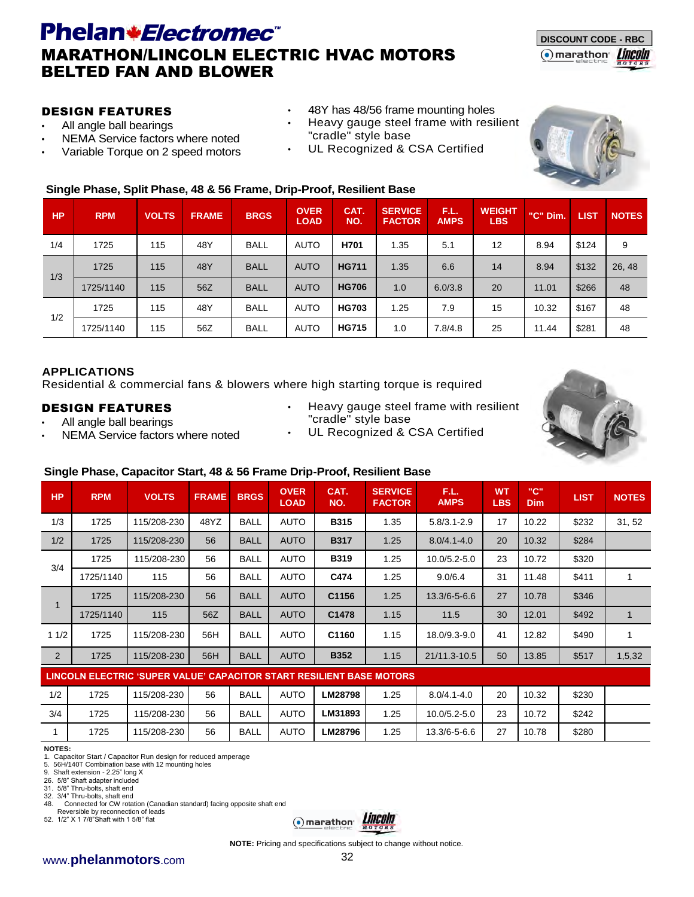# Phelan Electromec™

## MARATHON/LINCOLN ELECTRIC HVAC MOTORS
## BELTED FAN AND BLOWER

DISCOUNT CODE - RBC

### DESIGN FEATURES

- All angle ball bearings
- NEMA Service factors where noted
- Variable Torque on 2 speed motors
- 48Y has 48/56 frame mounting holes
- Heavy gauge steel frame with resilient "cradle" style base
- UL Recognized & CSA Certified

### Single Phase, Split Phase, 48 & 56 Frame, Drip-Proof, Resilient Base

| HP | RPM | VOLTS | FRAME | BRGS | OVER LOAD | CAT. NO. | SERVICE FACTOR | F.L. AMPS | WEIGHT LBS | "C" Dim. | LIST | NOTES |
|---|---|---|---|---|---|---|---|---|---|---|---|---|
| 1/4 | 1725 | 115 | 48Y | BALL | AUTO | **H701** | 1.35 | 5.1 | 12 | 8.94 | $124 | 9 |
| 1/3 | 1725 | 115 | 48Y | BALL | AUTO | **HG711** | 1.35 | 6.6 | 14 | 8.94 | $132 | 26, 48 |
| | 1725/1140 | 115 | 56Z | BALL | AUTO | **HG706** | 1.0 | 6.0/3.8 | 20 | 11.01 | $266 | 48 |
| 1/2 | 1725 | 115 | 48Y | BALL | AUTO | **HG703** | 1.25 | 7.9 | 15 | 10.32 | $167 | 48 |
| | 1725/1140 | 115 | 56Z | BALL | AUTO | **HG715** | 1.0 | 7.8/4.8 | 25 | 11.44 | $281 | 48 |

### APPLICATIONS

Residential & commercial fans & blowers where high starting torque is required

### DESIGN FEATURES

- All angle ball bearings
- NEMA Service factors where noted
- Heavy gauge steel frame with resilient "cradle" style base
- UL Recognized & CSA Certified

### Single Phase, Capacitor Start, 48 & 56 Frame Drip-Proof, Resilient Base

| HP | RPM | VOLTS | FRAME | BRGS | OVER LOAD | CAT. NO. | SERVICE FACTOR | F.L. AMPS | WT LBS | "C" Dim | LIST | NOTES |
|---|---|---|---|---|---|---|---|---|---|---|---|---|
| 1/3 | 1725 | 115/208-230 | 48YZ | BALL | AUTO | **B315** | 1.35 | 5.8/3.1-2.9 | 17 | 10.22 | $232 | 31, 52 |
| 1/2 | 1725 | 115/208-230 | 56 | BALL | AUTO | **B317** | 1.25 | 8.0/4.1-4.0 | 20 | 10.32 | $284 | |
| 3/4 | 1725 | 115/208-230 | 56 | BALL | AUTO | **B319** | 1.25 | 10.0/5.2-5.0 | 23 | 10.72 | $320 | |
| | 1725/1140 | 115 | 56 | BALL | AUTO | **C474** | 1.25 | 9.0/6.4 | 31 | 11.48 | $411 | 1 |
| 1 | 1725 | 115/208-230 | 56 | BALL | AUTO | **C1156** | 1.25 | 13.3/6-5-6.6 | 27 | 10.78 | $346 | |
| | 1725/1140 | 115 | 56Z | BALL | AUTO | **C1478** | 1.15 | 11.5 | 30 | 12.01 | $492 | 1 |
| 1 1/2 | 1725 | 115/208-230 | 56H | BALL | AUTO | **C1160** | 1.15 | 18.0/9.3-9.0 | 41 | 12.82 | $490 | 1 |
| 2 | 1725 | 115/208-230 | 56H | BALL | AUTO | **B352** | 1.15 | 21/11.3-10.5 | 50 | 13.85 | $517 | 1,5,32 |
| **LINCOLN ELECTRIC 'SUPER VALUE' CAPACITOR START RESILIENT BASE MOTORS** | | | | | | | | | | | | |
| 1/2 | 1725 | 115/208-230 | 56 | BALL | AUTO | **LM28798** | 1.25 | 8.0/4.1-4.0 | 20 | 10.32 | $230 | |
| 3/4 | 1725 | 115/208-230 | 56 | BALL | AUTO | **LM31893** | 1.25 | 10.0/5.2-5.0 | 23 | 10.72 | $242 | |
| 1 | 1725 | 115/208-230 | 56 | BALL | AUTO | **LM28796** | 1.25 | 13.3/6-5-6.6 | 27 | 10.78 | $280 | |

**NOTES:**
1. Capacitor Start / Capacitor Run design for reduced amperage
5. 56H/140T Combination base with 12 mounting holes
9. Shaft extension - 2.25" long X
26. 5/8" Shaft adapter included
31. 5/8" Thru-bolts, shaft end
32. 3/4" Thru-bolts, shaft end
48. Connected for CW rotation (Canadian standard) facing opposite shaft end
    Reversible by reconnection of leads
52. 1/2" X 1 7/8"Shaft with 1 5/8" flat

**NOTE:** Pricing and specifications subject to change without notice.

www.**phelanmotors**.com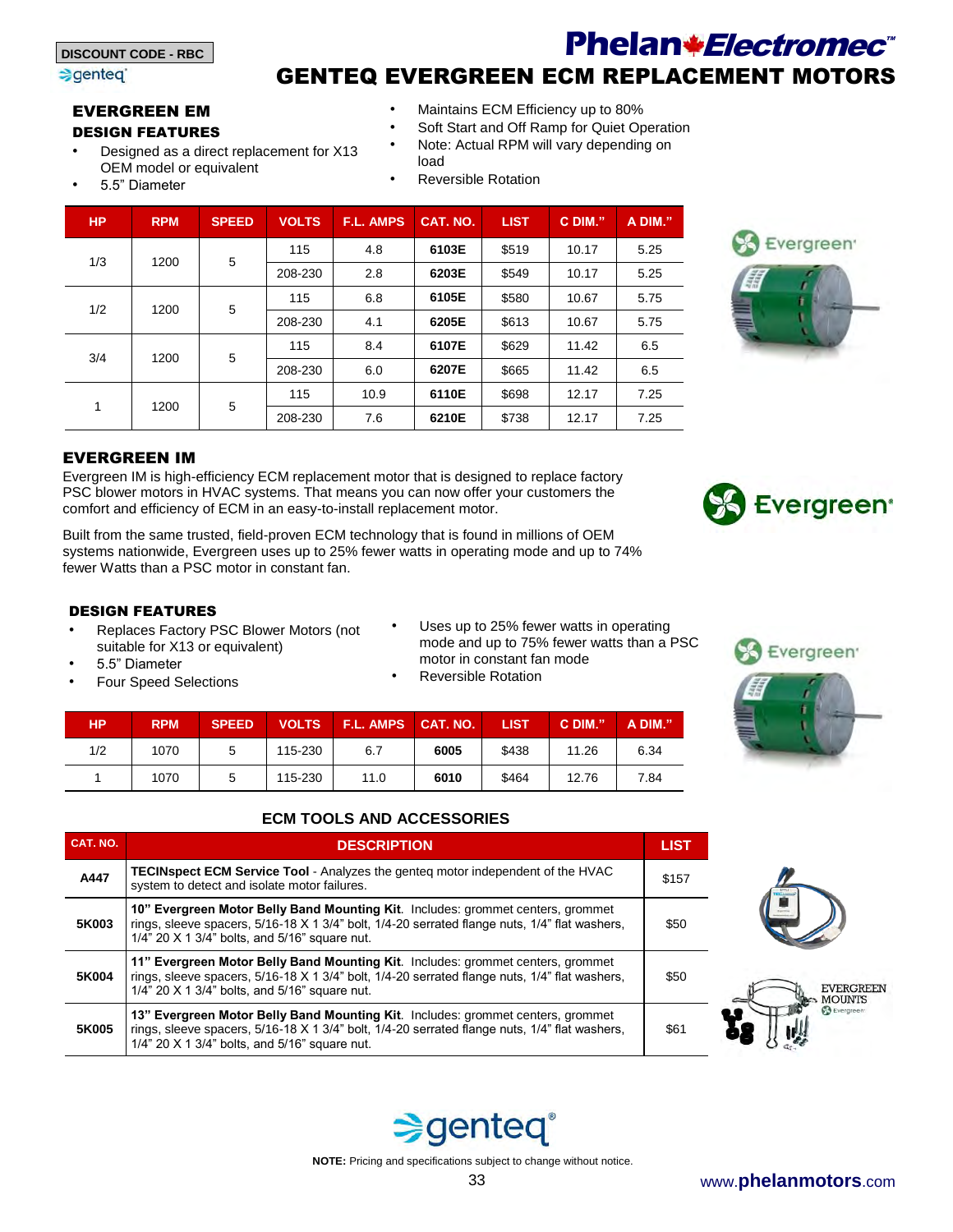DISCOUNT CODE - RBC

# GENTEQ EVERGREEN ECM REPLACEMENT MOTORS

## EVERGREEN EM

### DESIGN FEATURES

- Designed as a direct replacement for X13 OEM model or equivalent
- 5.5" Diameter
- Maintains ECM Efficiency up to 80%
- Soft Start and Off Ramp for Quiet Operation
- Note: Actual RPM will vary depending on load
- Reversible Rotation

| HP | RPM | SPEED | VOLTS | F.L. AMPS | CAT. NO. | LIST | C DIM." | A DIM." |
|---|---|---|---|---|---|---|---|---|
| 1/3 | 1200 | 5 | 115 | 4.8 | **6103E** | $519 | 10.17 | 5.25 |
| | | | 208-230 | 2.8 | **6203E** | $549 | 10.17 | 5.25 |
| 1/2 | 1200 | 5 | 115 | 6.8 | **6105E** | $580 | 10.67 | 5.75 |
| | | | 208-230 | 4.1 | **6205E** | $613 | 10.67 | 5.75 |
| 3/4 | 1200 | 5 | 115 | 8.4 | **6107E** | $629 | 11.42 | 6.5 |
| | | | 208-230 | 6.0 | **6207E** | $665 | 11.42 | 6.5 |
| 1 | 1200 | 5 | 115 | 10.9 | **6110E** | $698 | 12.17 | 7.25 |
| | | | 208-230 | 7.6 | **6210E** | $738 | 12.17 | 7.25 |

## EVERGREEN IM

Evergreen IM is high-efficiency ECM replacement motor that is designed to replace factory PSC blower motors in HVAC systems. That means you can now offer your customers the comfort and efficiency of ECM in an easy-to-install replacement motor.

Built from the same trusted, field-proven ECM technology that is found in millions of OEM systems nationwide, Evergreen uses up to 25% fewer watts in operating mode and up to 74% fewer Watts than a PSC motor in constant fan.

### DESIGN FEATURES

- Replaces Factory PSC Blower Motors (not suitable for X13 or equivalent)
- 5.5" Diameter
- Four Speed Selections
- Uses up to 25% fewer watts in operating mode and up to 75% fewer watts than a PSC motor in constant fan mode
- Reversible Rotation

| HP | RPM | SPEED | VOLTS | F.L. AMPS | CAT. NO. | LIST | C DIM." | A DIM." |
|---|---|---|---|---|---|---|---|---|
| 1/2 | 1070 | 5 | 115-230 | 6.7 | **6005** | $438 | 11.26 | 6.34 |
| 1 | 1070 | 5 | 115-230 | 11.0 | **6010** | $464 | 12.76 | 7.84 |

## ECM TOOLS AND ACCESSORIES

| CAT. NO. | DESCRIPTION | LIST |
|---|---|---|
| **A447** | **TECINspect ECM Service Tool** - Analyzes the genteq motor independent of the HVAC system to detect and isolate motor failures. | $157 |
| **5K003** | **10" Evergreen Motor Belly Band Mounting Kit**. Includes: grommet centers, grommet rings, sleeve spacers, 5/16-18 X 1 3/4" bolt, 1/4-20 serrated flange nuts, 1/4" flat washers, 1/4" 20 X 1 3/4" bolts, and 5/16" square nut. | $50 |
| **5K004** | **11" Evergreen Motor Belly Band Mounting Kit**. Includes: grommet centers, grommet rings, sleeve spacers, 5/16-18 X 1 3/4" bolt, 1/4-20 serrated flange nuts, 1/4" flat washers, 1/4" 20 X 1 3/4" bolts, and 5/16" square nut. | $50 |
| **5K005** | **13" Evergreen Motor Belly Band Mounting Kit**. Includes: grommet centers, grommet rings, sleeve spacers, 5/16-18 X 1 3/4" bolt, 1/4-20 serrated flange nuts, 1/4" flat washers, 1/4" 20 X 1 3/4" bolts, and 5/16" square nut. | $61 |

EVERGREEN MOUNTS

**NOTE:** Pricing and specifications subject to change without notice.

www.phelanmotors.com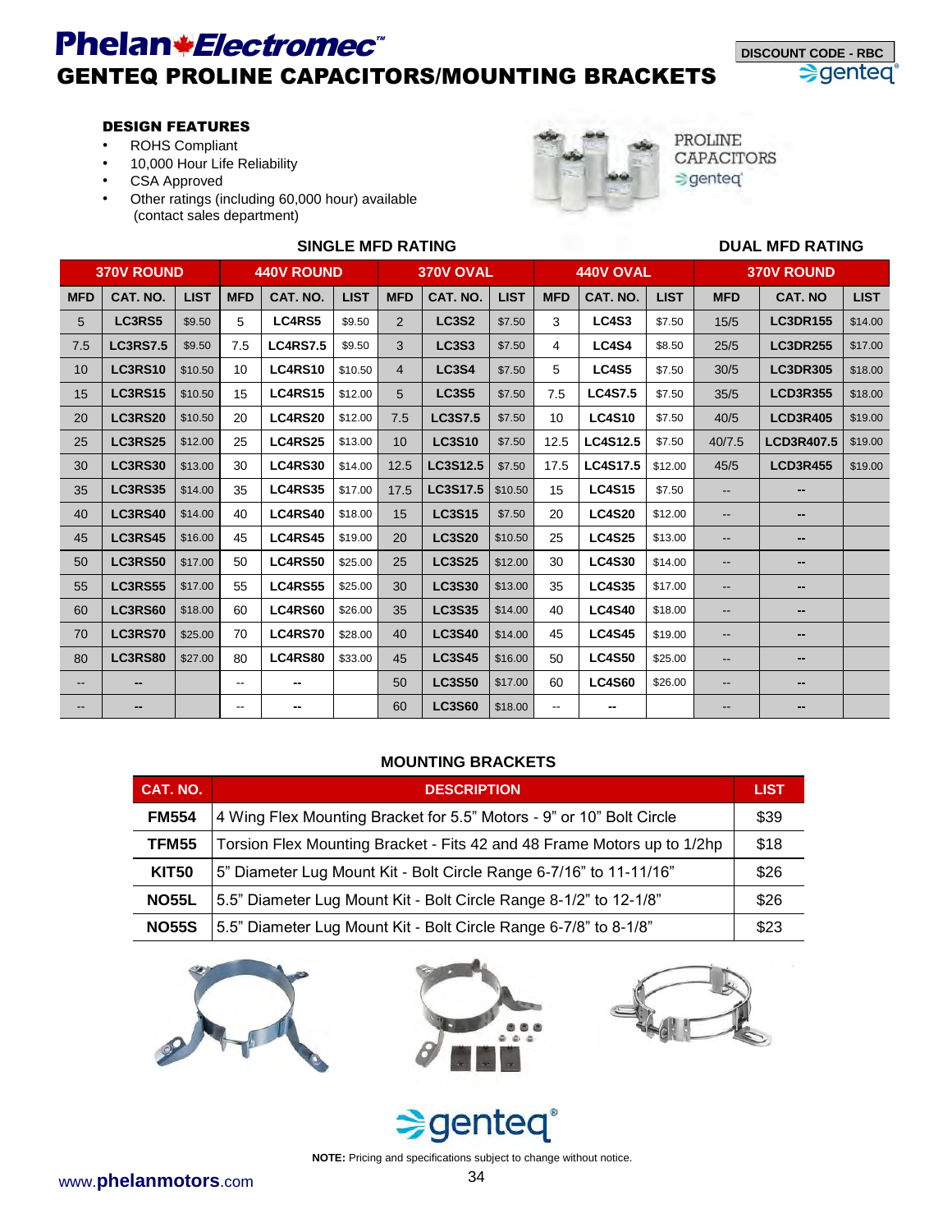# Phelan Electromec™

## GENTEQ PROLINE CAPACITORS/MOUNTING BRACKETS

DISCOUNT CODE - RBC

### DESIGN FEATURES

- ROHS Compliant
- 10,000 Hour Life Reliability
- CSA Approved
- Other ratings (including 60,000 hour) available (contact sales department)

PROLINE CAPACITORS genteq

| SINGLE MFD RATING | | | | | | | | | | | | DUAL MFD RATING | | |
|---|---|---|---|---|---|---|---|---|---|---|---|---|---|---|
| 370V ROUND | | | 440V ROUND | | | 370V OVAL | | | 440V OVAL | | | 370V ROUND | | |
| MFD | CAT. NO. | LIST | MFD | CAT. NO. | LIST | MFD | CAT. NO. | LIST | MFD | CAT. NO. | LIST | MFD | CAT. NO | LIST |
| 5 | LC3RS5 | $9.50 | 5 | LC4RS5 | $9.50 | 2 | LC3S2 | $7.50 | 3 | LC4S3 | $7.50 | 15/5 | LC3DR155 | $14.00 |
| 7.5 | LC3RS7.5 | $9.50 | 7.5 | LC4RS7.5 | $9.50 | 3 | LC3S3 | $7.50 | 4 | LC4S4 | $8.50 | 25/5 | LC3DR255 | $17.00 |
| 10 | LC3RS10 | $10.50 | 10 | LC4RS10 | $10.50 | 4 | LC3S4 | $7.50 | 5 | LC4S5 | $7.50 | 30/5 | LC3DR305 | $18.00 |
| 15 | LC3RS15 | $10.50 | 15 | LC4RS15 | $12.00 | 5 | LC3S5 | $7.50 | 7.5 | LC4S7.5 | $7.50 | 35/5 | LCD3R355 | $18.00 |
| 20 | LC3RS20 | $10.50 | 20 | LC4RS20 | $12.00 | 7.5 | LC3S7.5 | $7.50 | 10 | LC4S10 | $7.50 | 40/5 | LCD3R405 | $19.00 |
| 25 | LC3RS25 | $12.00 | 25 | LC4RS25 | $13.00 | 10 | LC3S10 | $7.50 | 12.5 | LC4S12.5 | $7.50 | 40/7.5 | LCD3R407.5 | $19.00 |
| 30 | LC3RS30 | $13.00 | 30 | LC4RS30 | $14.00 | 12.5 | LC3S12.5 | $7.50 | 17.5 | LC4S17.5 | $12.00 | 45/5 | LCD3R455 | $19.00 |
| 35 | LC3RS35 | $14.00 | 35 | LC4RS35 | $17.00 | 17.5 | LC3S17.5 | $10.50 | 15 | LC4S15 | $7.50 | -- | -- | |
| 40 | LC3RS40 | $14.00 | 40 | LC4RS40 | $18.00 | 15 | LC3S15 | $7.50 | 20 | LC4S20 | $12.00 | -- | -- | |
| 45 | LC3RS45 | $16.00 | 45 | LC4RS45 | $19.00 | 20 | LC3S20 | $10.50 | 25 | LC4S25 | $13.00 | -- | -- | |
| 50 | LC3RS50 | $17.00 | 50 | LC4RS50 | $25.00 | 25 | LC3S25 | $12.00 | 30 | LC4S30 | $14.00 | -- | -- | |
| 55 | LC3RS55 | $17.00 | 55 | LC4RS55 | $25.00 | 30 | LC3S30 | $13.00 | 35 | LC4S35 | $17.00 | -- | -- | |
| 60 | LC3RS60 | $18.00 | 60 | LC4RS60 | $26.00 | 35 | LC3S35 | $14.00 | 40 | LC4S40 | $18.00 | -- | -- | |
| 70 | LC3RS70 | $25.00 | 70 | LC4RS70 | $28.00 | 40 | LC3S40 | $14.00 | 45 | LC4S45 | $19.00 | -- | -- | |
| 80 | LC3RS80 | $27.00 | 80 | LC4RS80 | $33.00 | 45 | LC3S45 | $16.00 | 50 | LC4S50 | $25.00 | -- | -- | |
| -- | -- | | -- | -- | | 50 | LC3S50 | $17.00 | 60 | LC4S60 | $26.00 | -- | -- | |
| -- | -- | | -- | -- | | 60 | LC3S60 | $18.00 | -- | -- | | -- | -- | |

### MOUNTING BRACKETS

| CAT. NO. | DESCRIPTION | LIST |
|---|---|---|
| FM554 | 4 Wing Flex Mounting Bracket for 5.5" Motors - 9" or 10" Bolt Circle | $39 |
| TFM55 | Torsion Flex Mounting Bracket - Fits 42 and 48 Frame Motors up to 1/2hp | $18 |
| KIT50 | 5" Diameter Lug Mount Kit - Bolt Circle Range 6-7/16" to 11-11/16" | $26 |
| NO55L | 5.5" Diameter Lug Mount Kit - Bolt Circle Range 8-1/2" to 12-1/8" | $26 |
| NO55S | 5.5" Diameter Lug Mount Kit - Bolt Circle Range 6-7/8" to 8-1/8" | $23 |

genteq

**NOTE:** Pricing and specifications subject to change without notice.

www.phelanmotors.com